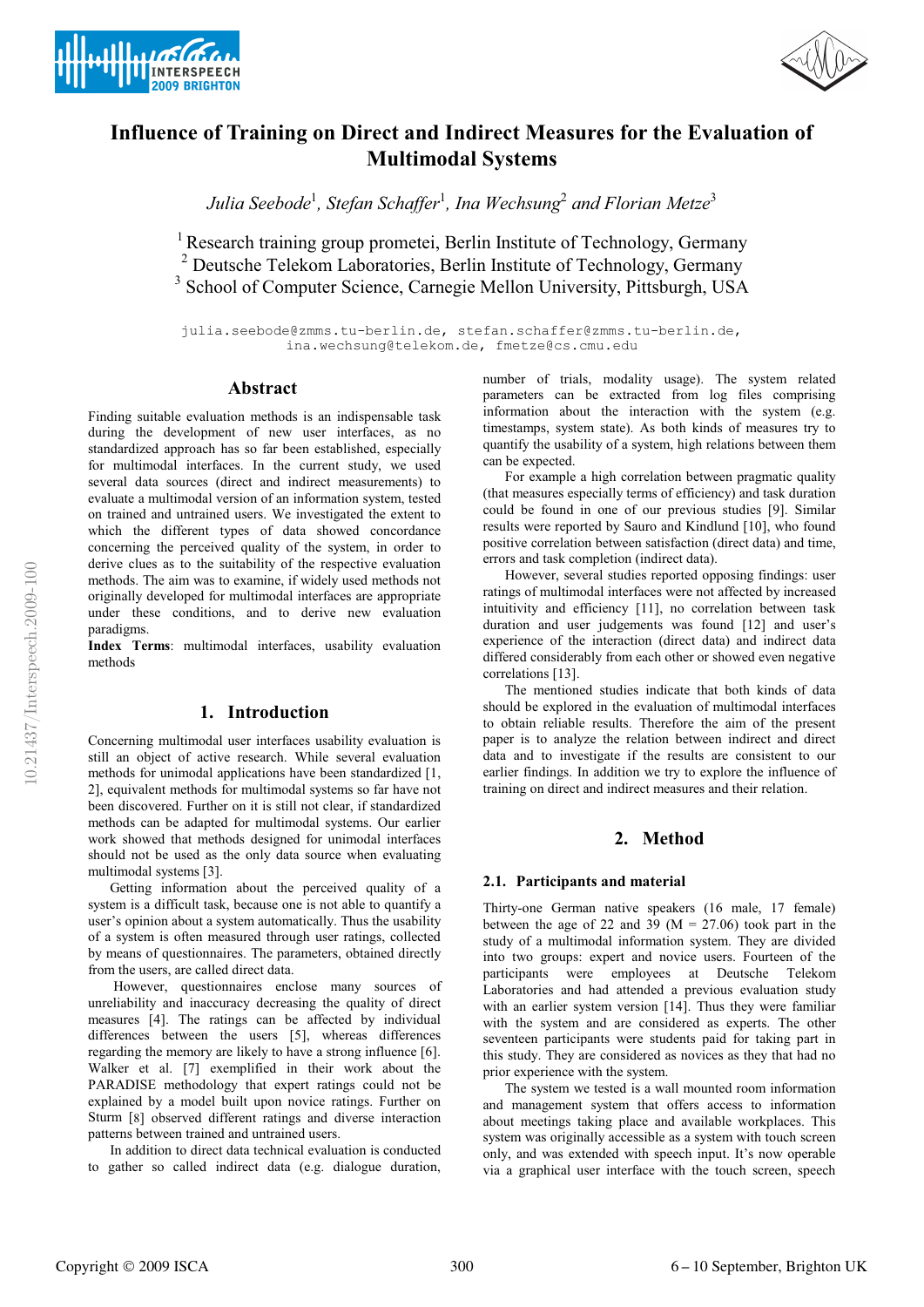# Influence of Training on Direct and Indirect Measures for the Evaluation of Multimodal Systems

*Julia Seebode*[1], *Stefan Schaffer*[1], *Ina Wechsung*[2] *and Florian Metze*[3]

[1] Research training group prometei, Berlin Institute of Technology, Germany
[2] Deutsche Telekom Laboratories, Berlin Institute of Technology, Germany
[3] School of Computer Science, Carnegie Mellon University, Pittsburgh, USA

julia.seebode@zmms.tu-berlin.de, stefan.schaffer@zmms.tu-berlin.de, ina.wechsung@telekom.de, fmetze@cs.cmu.edu

## Abstract

Finding suitable evaluation methods is an indispensable task during the development of new user interfaces, as no standardized approach has so far been established, especially for multimodal interfaces. In the current study, we used several data sources (direct and indirect measurements) to evaluate a multimodal version of an information system, tested on trained and untrained users. We investigated the extent to which the different types of data showed concordance concerning the perceived quality of the system, in order to derive clues as to the suitability of the respective evaluation methods. The aim was to examine, if widely used methods not originally developed for multimodal interfaces are appropriate under these conditions, and to derive new evaluation paradigms.

**Index Terms**: multimodal interfaces, usability evaluation methods

## 1. Introduction

Concerning multimodal user interfaces usability evaluation is still an object of active research. While several evaluation methods for unimodal applications have been standardized [1, 2], equivalent methods for multimodal systems so far have not been discovered. Further on it is still not clear, if standardized methods can be adapted for multimodal systems. Our earlier work showed that methods designed for unimodal interfaces should not be used as the only data source when evaluating multimodal systems [3].

Getting information about the perceived quality of a system is a difficult task, because one is not able to quantify a user's opinion about a system automatically. Thus the usability of a system is often measured through user ratings, collected by means of questionnaires. The parameters, obtained directly from the users, are called direct data.

However, questionnaires enclose many sources of unreliability and inaccuracy decreasing the quality of direct measures [4]. The ratings can be affected by individual differences between the users [5], whereas differences regarding the memory are likely to have a strong influence [6]. Walker et al. [7] exemplified in their work about the PARADISE methodology that expert ratings could not be explained by a model built upon novice ratings. Further on Sturm [8] observed different ratings and diverse interaction patterns between trained and untrained users.

In addition to direct data technical evaluation is conducted to gather so called indirect data (e.g. dialogue duration, number of trials, modality usage). The system related parameters can be extracted from log files comprising information about the interaction with the system (e.g. timestamps, system state). As both kinds of measures try to quantify the usability of a system, high relations between them can be expected.

For example a high correlation between pragmatic quality (that measures especially terms of efficiency) and task duration could be found in one of our previous studies [9]. Similar results were reported by Sauro and Kindlund [10], who found positive correlation between satisfaction (direct data) and time, errors and task completion (indirect data).

However, several studies reported opposing findings: user ratings of multimodal interfaces were not affected by increased intuitivity and efficiency [11], no correlation between task duration and user judgements was found [12] and user's experience of the interaction (direct data) and indirect data differed considerably from each other or showed even negative correlations [13].

The mentioned studies indicate that both kinds of data should be explored in the evaluation of multimodal interfaces to obtain reliable results. Therefore the aim of the present paper is to analyze the relation between indirect and direct data and to investigate if the results are consistent to our earlier findings. In addition we try to explore the influence of training on direct and indirect measures and their relation.

## 2. Method

### 2.1. Participants and material

Thirty-one German native speakers (16 male, 17 female) between the age of 22 and 39 (M = 27.06) took part in the study of a multimodal information system. They are divided into two groups: expert and novice users. Fourteen of the participants were employees at Deutsche Telekom Laboratories and had attended a previous evaluation study with an earlier system version [14]. Thus they were familiar with the system and are considered as experts. The other seventeen participants were students paid for taking part in this study. They are considered as novices as they that had no prior experience with the system.

The system we tested is a wall mounted room information and management system that offers access to information about meetings taking place and available workplaces. This system was originally accessible as a system with touch screen only, and was extended with speech input. It's now operable via a graphical user interface with the touch screen, speech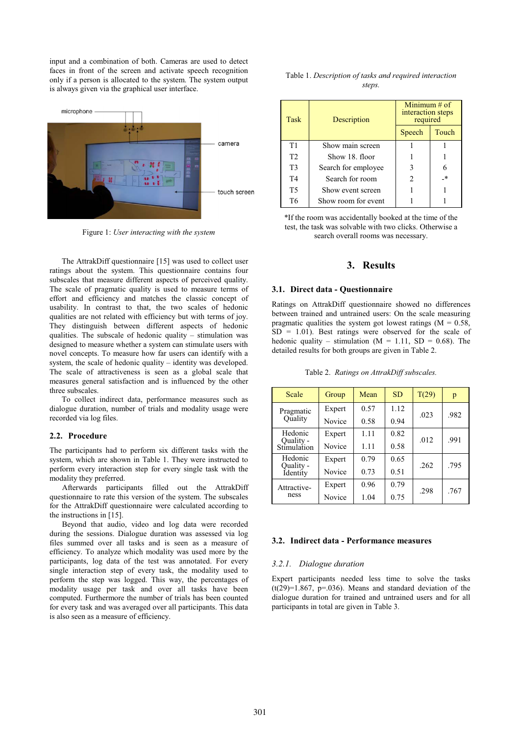input and a combination of both. Cameras are used to detect faces in front of the screen and activate speech recognition only if a person is allocated to the system. The system output is always given via the graphical user interface.

Figure 1: *User interacting with the system*

The AttrakDiff questionnaire [15] was used to collect user ratings about the system. This questionnaire contains four subscales that measure different aspects of perceived quality. The scale of pragmatic quality is used to measure terms of effort and efficiency and matches the classic concept of usability. In contrast to that, the two scales of hedonic qualities are not related with efficiency but with terms of joy. They distinguish between different aspects of hedonic qualities. The subscale of hedonic quality – stimulation was designed to measure whether a system can stimulate users with novel concepts. To measure how far users can identify with a system, the scale of hedonic quality – identity was developed. The scale of attractiveness is seen as a global scale that measures general satisfaction and is influenced by the other three subscales.

To collect indirect data, performance measures such as dialogue duration, number of trials and modality usage were recorded via log files.

### 2.2. Procedure

The participants had to perform six different tasks with the system, which are shown in Table 1. They were instructed to perform every interaction step for every single task with the modality they preferred.

Afterwards participants filled out the AttrakDiff questionnaire to rate this version of the system. The subscales for the AttrakDiff questionnaire were calculated according to the instructions in [15].

Beyond that audio, video and log data were recorded during the sessions. Dialogue duration was assessed via log files summed over all tasks and is seen as a measure of efficiency. To analyze which modality was used more by the participants, log data of the test was annotated. For every single interaction step of every task, the modality used to perform the step was logged. This way, the percentages of modality usage per task and over all tasks have been computed. Furthermore the number of trials has been counted for every task and was averaged over all participants. This data is also seen as a measure of efficiency.

Table 1. *Description of tasks and required interaction steps.*

| Task | Description | Minimum # of interaction steps required | |
|---|---|---|---|
| | | Speech | Touch |
| T1 | Show main screen | 1 | 1 |
| T2 | Show 18. floor | 1 | 1 |
| T3 | Search for employee | 3 | 6 |
| T4 | Search for room | 2 | -* |
| T5 | Show event screen | 1 | 1 |
| T6 | Show room for event | 1 | 1 |

*If the room was accidentally booked at the time of the test, the task was solvable with two clicks. Otherwise a search overall rooms was necessary.

## 3. Results

### 3.1. Direct data - Questionnaire

Ratings on AttrakDiff questionnaire showed no differences between trained and untrained users: On the scale measuring pragmatic qualities the system got lowest ratings (M = 0.58, SD = 1.01). Best ratings were observed for the scale of hedonic quality – stimulation (M = 1.11, SD = 0.68). The detailed results for both groups are given in Table 2.

Table 2. *Ratings on AttrakDiff subscales.*

| Scale | Group | Mean | SD | T(29) | p |
|---|---|---|---|---|---|
| Pragmatic Quality | Expert | 0.57 | 1.12 | .023 | .982 |
| | Novice | 0.58 | 0.94 | | |
| Hedonic Quality - Stimulation | Expert | 1.11 | 0.82 | .012 | .991 |
| | Novice | 1.11 | 0.58 | | |
| Hedonic Quality - Identity | Expert | 0.79 | 0.65 | .262 | .795 |
| | Novice | 0.73 | 0.51 | | |
| Attractive-ness | Expert | 0.96 | 0.79 | .298 | .767 |
| | Novice | 1.04 | 0.75 | | |

### 3.2. Indirect data - Performance measures

#### 3.2.1. *Dialogue duration*

Expert participants needed less time to solve the tasks ($t(29)=1.867$, $p=.036$). Means and standard deviation of the dialogue duration for trained and untrained users and for all participants in total are given in Table 3.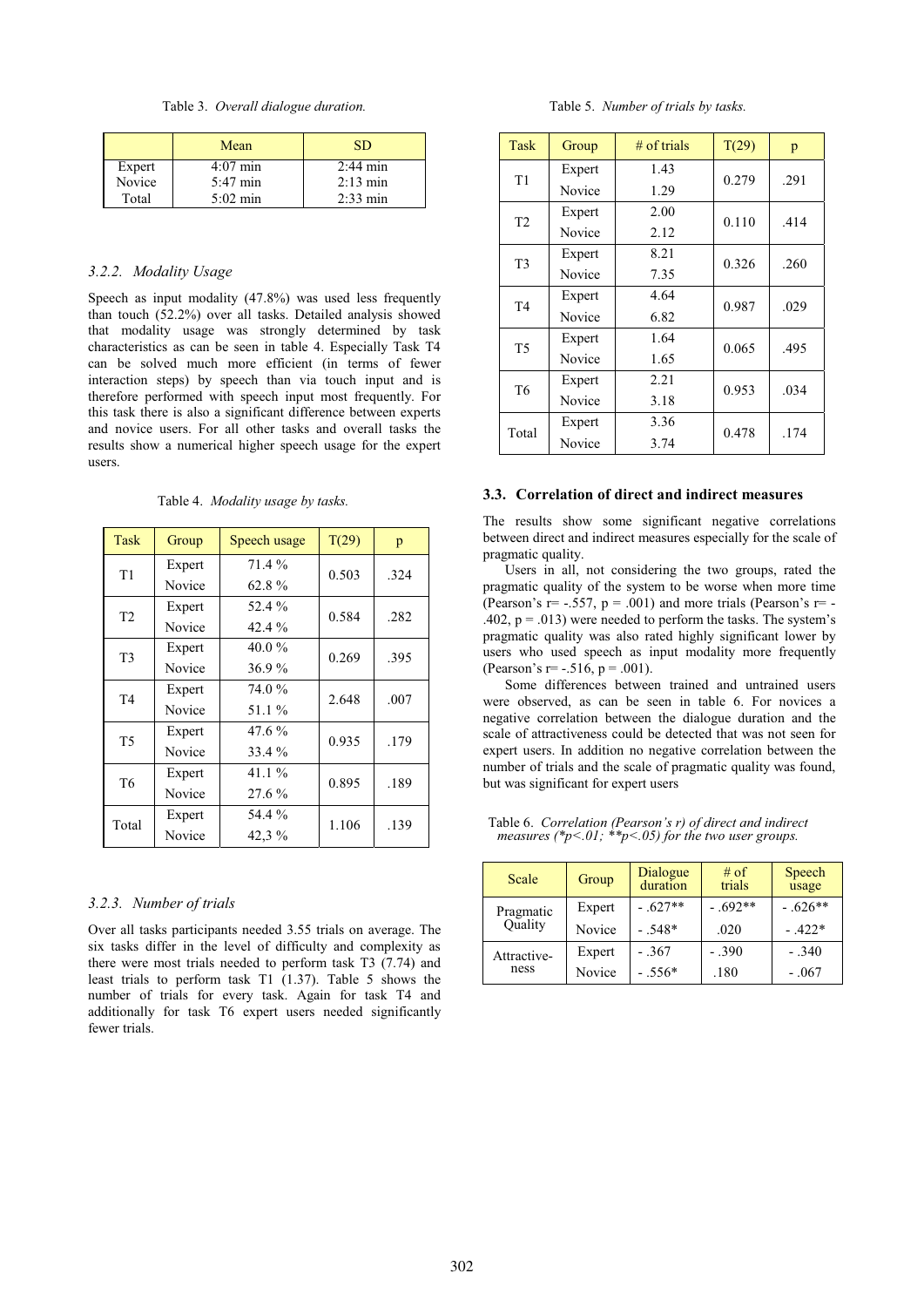Table 3. *Overall dialogue duration.*

| | Mean | SD |
|---|---|---|
| Expert | 4:07 min | 2:44 min |
| Novice | 5:47 min | 2:13 min |
| Total | 5:02 min | 2:33 min |

### 3.2.2. Modality Usage

Speech as input modality (47.8%) was used less frequently than touch (52.2%) over all tasks. Detailed analysis showed that modality usage was strongly determined by task characteristics as can be seen in table 4. Especially Task T4 can be solved much more efficient (in terms of fewer interaction steps) by speech than via touch input and is therefore performed with speech input most frequently. For this task there is also a significant difference between experts and novice users. For all other tasks and overall tasks the results show a numerical higher speech usage for the expert users.

Table 4. *Modality usage by tasks.*

| Task | Group | Speech usage | T(29) | p |
|---|---|---|---|---|
| T1 | Expert | 71.4 % | 0.503 | .324 |
| | Novice | 62.8 % | | |
| T2 | Expert | 52.4 % | 0.584 | .282 |
| | Novice | 42.4 % | | |
| T3 | Expert | 40.0 % | 0.269 | .395 |
| | Novice | 36.9 % | | |
| T4 | Expert | 74.0 % | 2.648 | .007 |
| | Novice | 51.1 % | | |
| T5 | Expert | 47.6 % | 0.935 | .179 |
| | Novice | 33.4 % | | |
| T6 | Expert | 41.1 % | 0.895 | .189 |
| | Novice | 27.6 % | | |
| Total | Expert | 54.4 % | 1.106 | .139 |
| | Novice | 42,3 % | | |

### 3.2.3. Number of trials

Over all tasks participants needed 3.55 trials on average. The six tasks differ in the level of difficulty and complexity as there were most trials needed to perform task T3 (7.74) and least trials to perform task T1 (1.37). Table 5 shows the number of trials for every task. Again for task T4 and additionally for task T6 expert users needed significantly fewer trials.

Table 5. *Number of trials by tasks.*

| Task | Group | # of trials | T(29) | p |
|---|---|---|---|---|
| T1 | Expert | 1.43 | 0.279 | .291 |
| | Novice | 1.29 | | |
| T2 | Expert | 2.00 | 0.110 | .414 |
| | Novice | 2.12 | | |
| T3 | Expert | 8.21 | 0.326 | .260 |
| | Novice | 7.35 | | |
| T4 | Expert | 4.64 | 0.987 | .029 |
| | Novice | 6.82 | | |
| T5 | Expert | 1.64 | 0.065 | .495 |
| | Novice | 1.65 | | |
| T6 | Expert | 2.21 | 0.953 | .034 |
| | Novice | 3.18 | | |
| Total | Expert | 3.36 | 0.478 | .174 |
| | Novice | 3.74 | | |

## 3.3. Correlation of direct and indirect measures

The results show some significant negative correlations between direct and indirect measures especially for the scale of pragmatic quality.

Users in all, not considering the two groups, rated the pragmatic quality of the system to be worse when more time (Pearson's r= -.557, p = .001) and more trials (Pearson's r= -.402, p = .013) were needed to perform the tasks. The system's pragmatic quality was also rated highly significant lower by users who used speech as input modality more frequently (Pearson's r= -.516, p = .001).

Some differences between trained and untrained users were observed, as can be seen in table 6. For novices a negative correlation between the dialogue duration and the scale of attractiveness could be detected that was not seen for expert users. In addition no negative correlation between the number of trials and the scale of pragmatic quality was found, but was significant for expert users

Table 6. *Correlation (Pearson's r) of direct and indirect measures (\*p<.01; \*\*p<.05) for the two user groups.*

| Scale | Group | Dialogue duration | # of trials | Speech usage |
|---|---|---|---|---|
| Pragmatic Quality | Expert | - .627** | - .692** | - .626** |
| | Novice | - .548* | .020 | - .422* |
| Attractive-ness | Expert | - .367 | - .390 | - .340 |
| | Novice | - .556* | .180 | - .067 |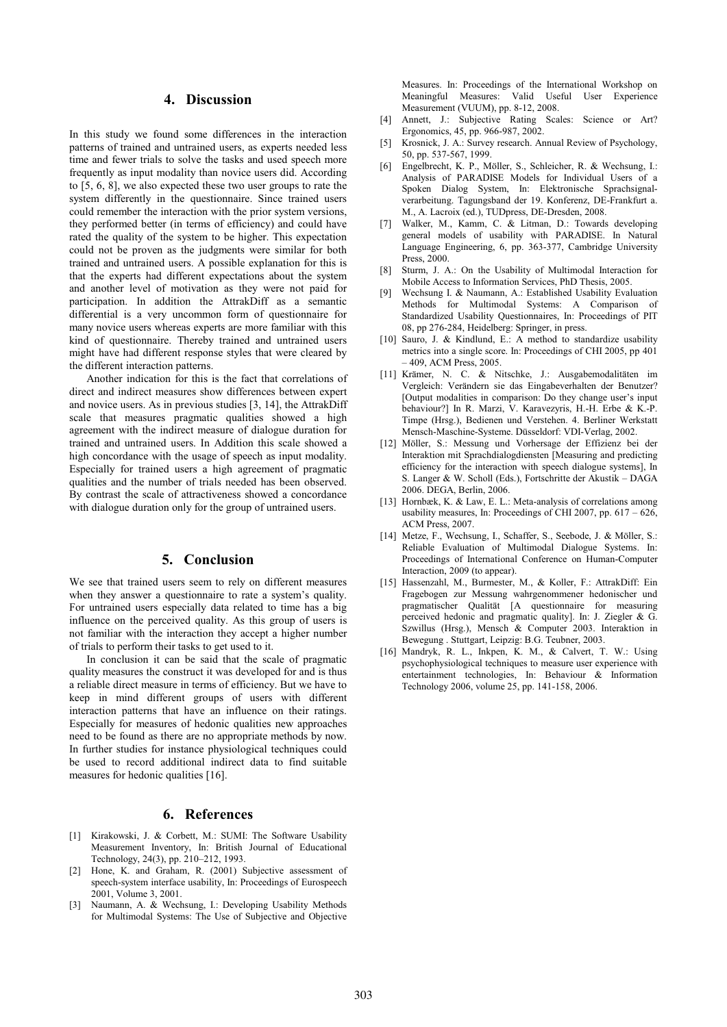## 4. Discussion

In this study we found some differences in the interaction patterns of trained and untrained users, as experts needed less time and fewer trials to solve the tasks and used speech more frequently as input modality than novice users did. According to [5, 6, 8], we also expected these two user groups to rate the system differently in the questionnaire. Since trained users could remember the interaction with the prior system versions, they performed better (in terms of efficiency) and could have rated the quality of the system to be higher. This expectation could not be proven as the judgments were similar for both trained and untrained users. A possible explanation for this is that the experts had different expectations about the system and another level of motivation as they were not paid for participation. In addition the AttrakDiff as a semantic differential is a very uncommon form of questionnaire for many novice users whereas experts are more familiar with this kind of questionnaire. Thereby trained and untrained users might have had different response styles that were cleared by the different interaction patterns.

Another indication for this is the fact that correlations of direct and indirect measures show differences between expert and novice users. As in previous studies [3, 14], the AttrakDiff scale that measures pragmatic qualities showed a high agreement with the indirect measure of dialogue duration for trained and untrained users. In Addition this scale showed a high concordance with the usage of speech as input modality. Especially for trained users a high agreement of pragmatic qualities and the number of trials needed has been observed. By contrast the scale of attractiveness showed a concordance with dialogue duration only for the group of untrained users.

## 5. Conclusion

We see that trained users seem to rely on different measures when they answer a questionnaire to rate a system's quality. For untrained users especially data related to time has a big influence on the perceived quality. As this group of users is not familiar with the interaction they accept a higher number of trials to perform their tasks to get used to it.

In conclusion it can be said that the scale of pragmatic quality measures the construct it was developed for and is thus a reliable direct measure in terms of efficiency. But we have to keep in mind different groups of users with different interaction patterns that have an influence on their ratings. Especially for measures of hedonic qualities new approaches need to be found as there are no appropriate methods by now. In further studies for instance physiological techniques could be used to record additional indirect data to find suitable measures for hedonic qualities [16].

## 6. References

[1] Kirakowski, J. & Corbett, M.: SUMI: The Software Usability Measurement Inventory, In: British Journal of Educational Technology, 24(3), pp. 210–212, 1993.

[2] Hone, K. and Graham, R. (2001) Subjective assessment of speech-system interface usability, In: Proceedings of Eurospeech 2001, Volume 3, 2001.

[3] Naumann, A. & Wechsung, I.: Developing Usability Methods for Multimodal Systems: The Use of Subjective and Objective Measures. In: Proceedings of the International Workshop on Meaningful Measures: Valid Useful User Experience Measurement (VUUM), pp. 8-12, 2008.

[4] Annett, J.: Subjective Rating Scales: Science or Art? Ergonomics, 45, pp. 966-987, 2002.

[5] Krosnick, J. A.: Survey research. Annual Review of Psychology, 50, pp. 537-567, 1999.

[6] Engelbrecht, K. P., Möller, S., Schleicher, R. & Wechsung, I.: Analysis of PARADISE Models for Individual Users of a Spoken Dialog System, In: Elektronische Sprachsignalverarbeitung. Tagungsband der 19. Konferenz, DE-Frankfurt a. M., A. Lacroix (ed.), TUDpress, DE-Dresden, 2008.

[7] Walker, M., Kamm, C. & Litman, D.: Towards developing general models of usability with PARADISE. In Natural Language Engineering, 6, pp. 363-377, Cambridge University Press, 2000.

[8] Sturm, J. A.: On the Usability of Multimodal Interaction for Mobile Access to Information Services, PhD Thesis, 2005.

[9] Wechsung I. & Naumann, A.: Established Usability Evaluation Methods for Multimodal Systems: A Comparison of Standardized Usability Questionnaires, In: Proceedings of PIT 08, pp 276-284, Heidelberg: Springer, in press.

[10] Sauro, J. & Kindlund, E.: A method to standardize usability metrics into a single score. In: Proceedings of CHI 2005, pp 401 – 409, ACM Press, 2005.

[11] Krämer, N. C. & Nitschke, J.: Ausgabemodalitäten im Vergleich: Verändern sie das Eingabeverhalten der Benutzer? [Output modalities in comparison: Do they change user's input behaviour?] In R. Marzi, V. Karavezyris, H.-H. Erbe & K.-P. Timpe (Hrsg.), Bedienen und Verstehen. 4. Berliner Werkstatt Mensch-Maschine-Systeme. Düsseldorf: VDI-Verlag, 2002.

[12] Möller, S.: Messung und Vorhersage der Effizienz bei der Interaktion mit Sprachdialogdiensten [Measuring and predicting efficiency for the interaction with speech dialogue systems], In S. Langer & W. Scholl (Eds.), Fortschritte der Akustik – DAGA 2006. DEGA, Berlin, 2006.

[13] Hornbæk, K. & Law, E. L.: Meta-analysis of correlations among usability measures, In: Proceedings of CHI 2007, pp. 617 – 626, ACM Press, 2007.

[14] Metze, F., Wechsung, I., Schaffer, S., Seebode, J. & Möller, S.: Reliable Evaluation of Multimodal Dialogue Systems. In: Proceedings of International Conference on Human-Computer Interaction, 2009 (to appear).

[15] Hassenzahl, M., Burmester, M., & Koller, F.: AttrakDiff: Ein Fragebogen zur Messung wahrgenommener hedonischer und pragmatischer Qualität [A questionnaire for measuring perceived hedonic and pragmatic quality]. In: J. Ziegler & G. Szwillus (Hrsg.), Mensch & Computer 2003. Interaktion in Bewegung . Stuttgart, Leipzig: B.G. Teubner, 2003.

[16] Mandryk, R. L., Inkpen, K. M., & Calvert, T. W.: Using psychophysiological techniques to measure user experience with entertainment technologies, In: Behaviour & Information Technology 2006, volume 25, pp. 141-158, 2006.